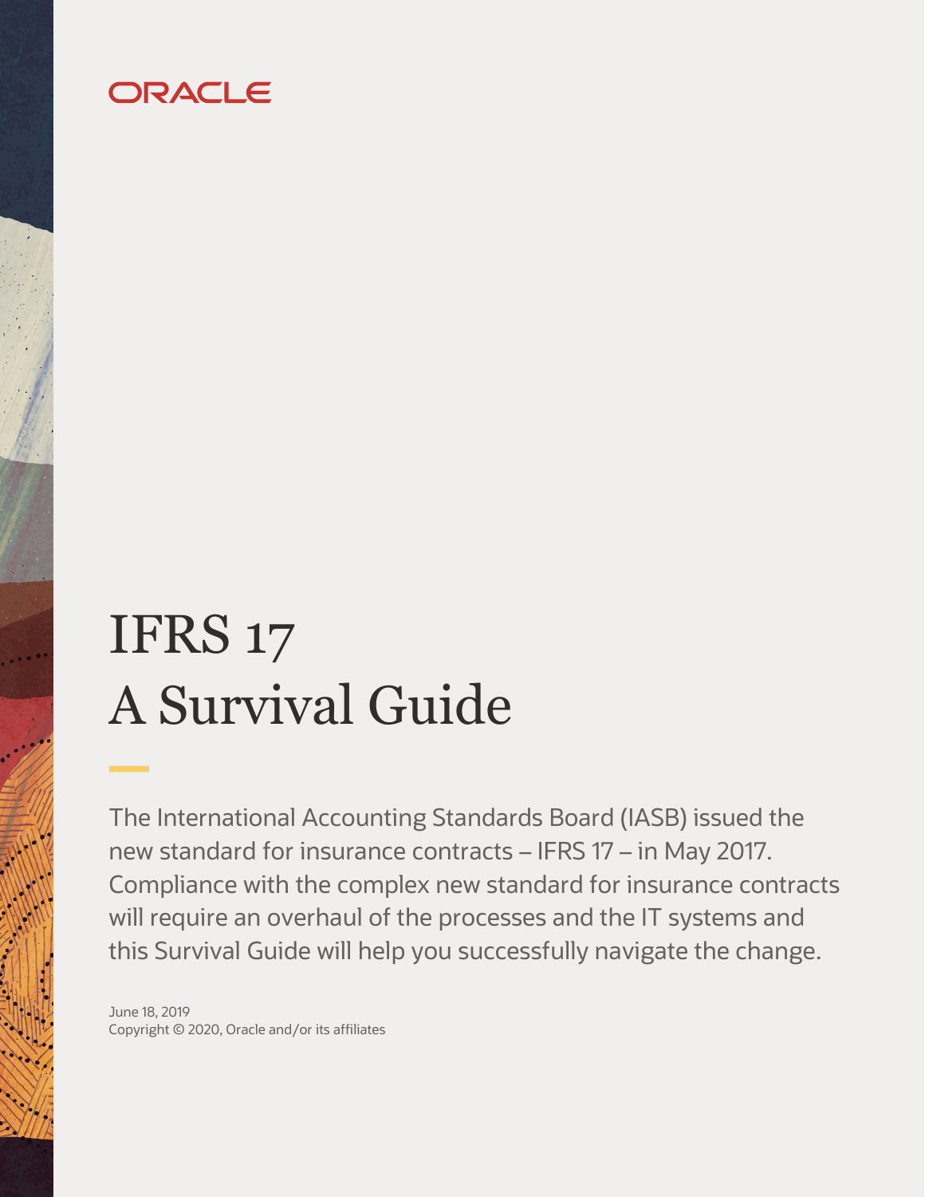ORACLE

# IFRS 17
# A Survival Guide

The International Accounting Standards Board (IASB) issued the new standard for insurance contracts – IFRS 17 – in May 2017. Compliance with the complex new standard for insurance contracts will require an overhaul of the processes and the IT systems and this Survival Guide will help you successfully navigate the change.

June 18, 2019
Copyright © 2020, Oracle and/or its affiliates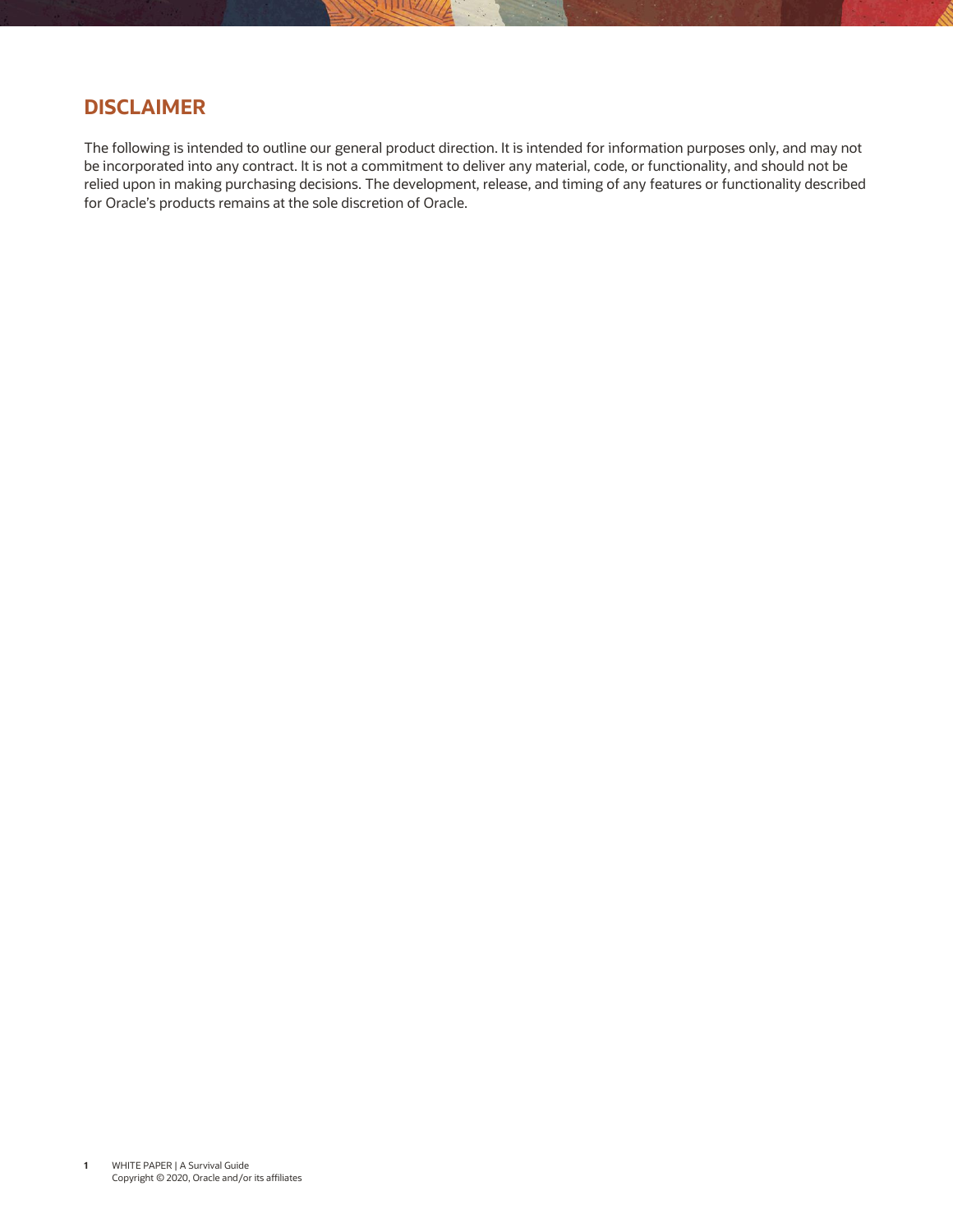## DISCLAIMER

The following is intended to outline our general product direction. It is intended for information purposes only, and may not be incorporated into any contract. It is not a commitment to deliver any material, code, or functionality, and should not be relied upon in making purchasing decisions. The development, release, and timing of any features or functionality described for Oracle's products remains at the sole discretion of Oracle.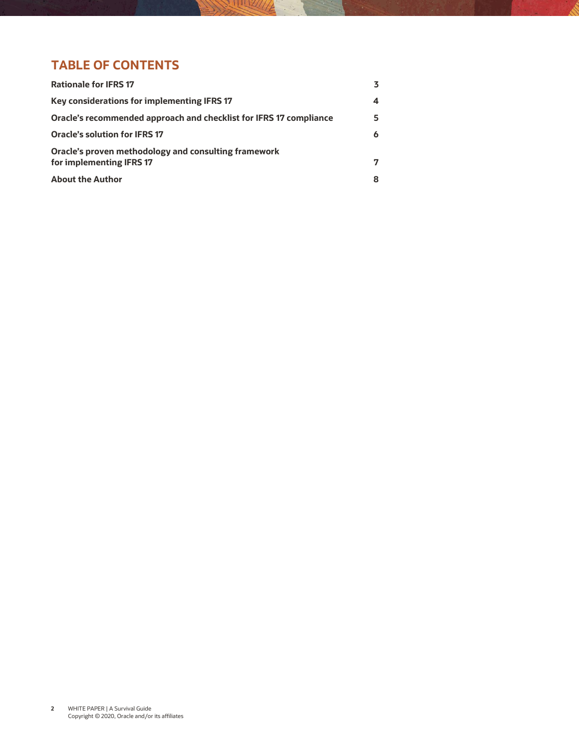## TABLE OF CONTENTS

| | |
|---|---|
| **Rationale for IFRS 17** | **3** |
| **Key considerations for implementing IFRS 17** | **4** |
| **Oracle's recommended approach and checklist for IFRS 17 compliance** | **5** |
| **Oracle's solution for IFRS 17** | **6** |
| **Oracle's proven methodology and consulting framework for implementing IFRS 17** | **7** |
| **About the Author** | **8** |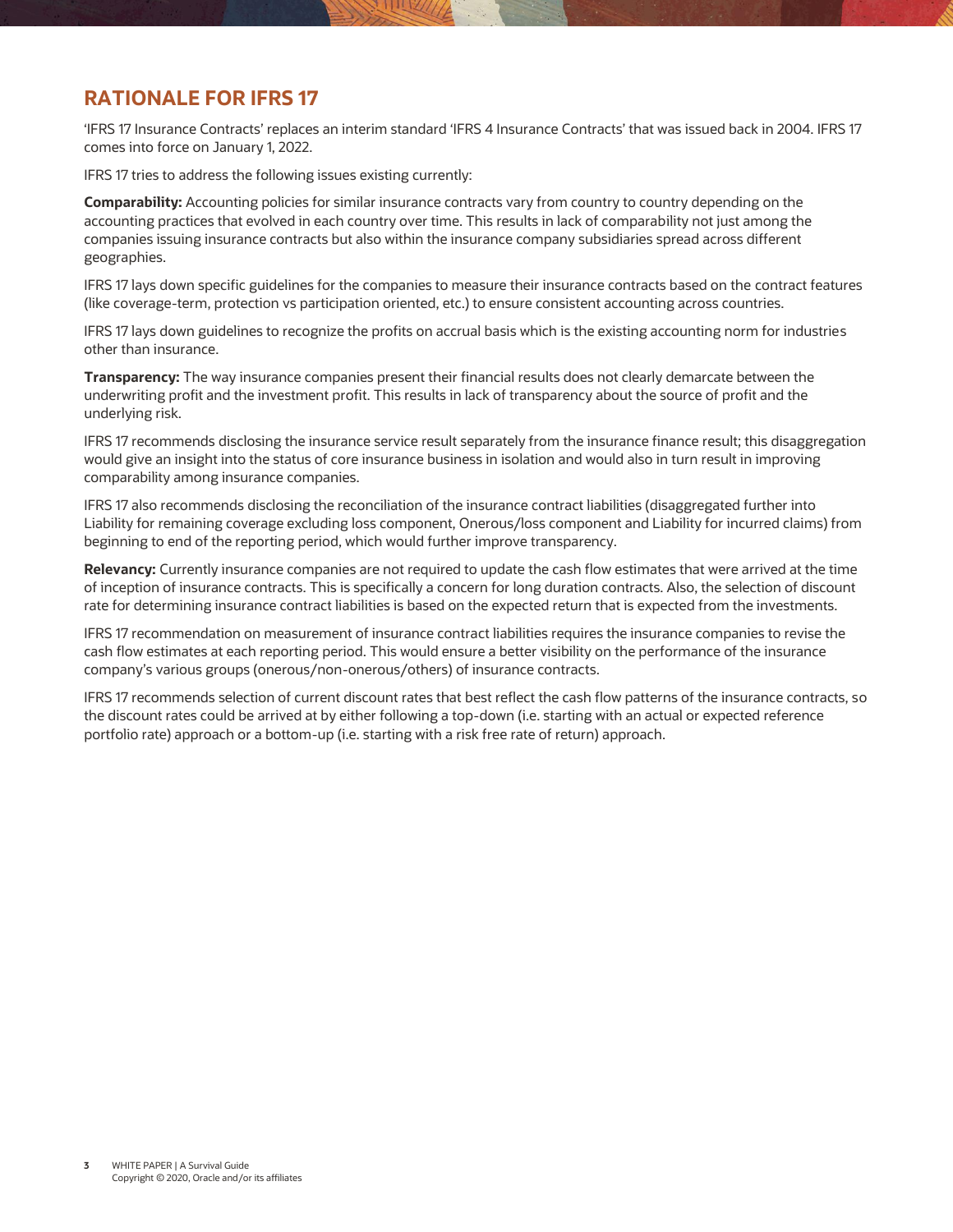## RATIONALE FOR IFRS 17

'IFRS 17 Insurance Contracts' replaces an interim standard 'IFRS 4 Insurance Contracts' that was issued back in 2004. IFRS 17 comes into force on January 1, 2022.

IFRS 17 tries to address the following issues existing currently:

**Comparability:** Accounting policies for similar insurance contracts vary from country to country depending on the accounting practices that evolved in each country over time. This results in lack of comparability not just among the companies issuing insurance contracts but also within the insurance company subsidiaries spread across different geographies.

IFRS 17 lays down specific guidelines for the companies to measure their insurance contracts based on the contract features (like coverage-term, protection vs participation oriented, etc.) to ensure consistent accounting across countries.

IFRS 17 lays down guidelines to recognize the profits on accrual basis which is the existing accounting norm for industries other than insurance.

**Transparency:** The way insurance companies present their financial results does not clearly demarcate between the underwriting profit and the investment profit. This results in lack of transparency about the source of profit and the underlying risk.

IFRS 17 recommends disclosing the insurance service result separately from the insurance finance result; this disaggregation would give an insight into the status of core insurance business in isolation and would also in turn result in improving comparability among insurance companies.

IFRS 17 also recommends disclosing the reconciliation of the insurance contract liabilities (disaggregated further into Liability for remaining coverage excluding loss component, Onerous/loss component and Liability for incurred claims) from beginning to end of the reporting period, which would further improve transparency.

**Relevancy:** Currently insurance companies are not required to update the cash flow estimates that were arrived at the time of inception of insurance contracts. This is specifically a concern for long duration contracts. Also, the selection of discount rate for determining insurance contract liabilities is based on the expected return that is expected from the investments.

IFRS 17 recommendation on measurement of insurance contract liabilities requires the insurance companies to revise the cash flow estimates at each reporting period. This would ensure a better visibility on the performance of the insurance company's various groups (onerous/non-onerous/others) of insurance contracts.

IFRS 17 recommends selection of current discount rates that best reflect the cash flow patterns of the insurance contracts, so the discount rates could be arrived at by either following a top-down (i.e. starting with an actual or expected reference portfolio rate) approach or a bottom-up (i.e. starting with a risk free rate of return) approach.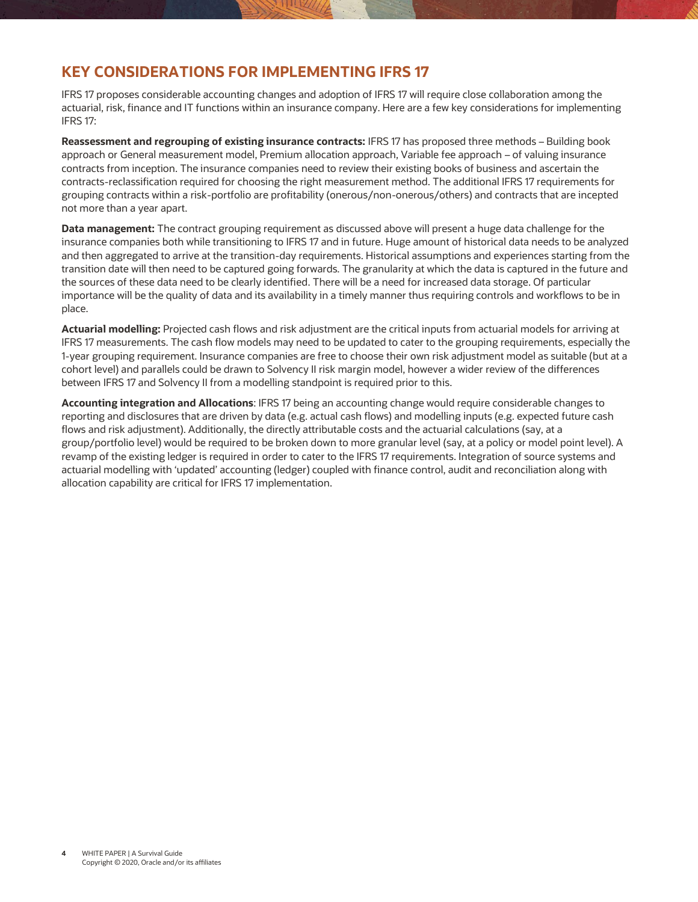## KEY CONSIDERATIONS FOR IMPLEMENTING IFRS 17

IFRS 17 proposes considerable accounting changes and adoption of IFRS 17 will require close collaboration among the actuarial, risk, finance and IT functions within an insurance company. Here are a few key considerations for implementing IFRS 17:

**Reassessment and regrouping of existing insurance contracts:** IFRS 17 has proposed three methods – Building book approach or General measurement model, Premium allocation approach, Variable fee approach – of valuing insurance contracts from inception. The insurance companies need to review their existing books of business and ascertain the contracts-reclassification required for choosing the right measurement method. The additional IFRS 17 requirements for grouping contracts within a risk-portfolio are profitability (onerous/non-onerous/others) and contracts that are incepted not more than a year apart.

**Data management:** The contract grouping requirement as discussed above will present a huge data challenge for the insurance companies both while transitioning to IFRS 17 and in future. Huge amount of historical data needs to be analyzed and then aggregated to arrive at the transition-day requirements. Historical assumptions and experiences starting from the transition date will then need to be captured going forwards. The granularity at which the data is captured in the future and the sources of these data need to be clearly identified. There will be a need for increased data storage. Of particular importance will be the quality of data and its availability in a timely manner thus requiring controls and workflows to be in place.

**Actuarial modelling:** Projected cash flows and risk adjustment are the critical inputs from actuarial models for arriving at IFRS 17 measurements. The cash flow models may need to be updated to cater to the grouping requirements, especially the 1-year grouping requirement. Insurance companies are free to choose their own risk adjustment model as suitable (but at a cohort level) and parallels could be drawn to Solvency II risk margin model, however a wider review of the differences between IFRS 17 and Solvency II from a modelling standpoint is required prior to this.

**Accounting integration and Allocations**: IFRS 17 being an accounting change would require considerable changes to reporting and disclosures that are driven by data (e.g. actual cash flows) and modelling inputs (e.g. expected future cash flows and risk adjustment). Additionally, the directly attributable costs and the actuarial calculations (say, at a group/portfolio level) would be required to be broken down to more granular level (say, at a policy or model point level). A revamp of the existing ledger is required in order to cater to the IFRS 17 requirements. Integration of source systems and actuarial modelling with 'updated' accounting (ledger) coupled with finance control, audit and reconciliation along with allocation capability are critical for IFRS 17 implementation.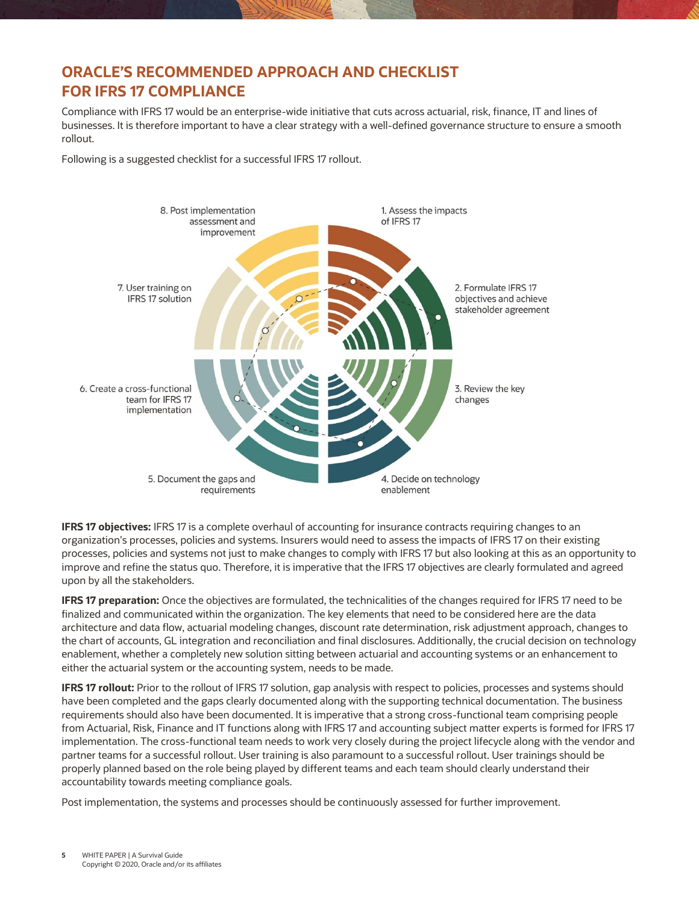## ORACLE'S RECOMMENDED APPROACH AND CHECKLIST FOR IFRS 17 COMPLIANCE

Compliance with IFRS 17 would be an enterprise-wide initiative that cuts across actuarial, risk, finance, IT and lines of businesses. It is therefore important to have a clear strategy with a well-defined governance structure to ensure a smooth rollout.

Following is a suggested checklist for a successful IFRS 17 rollout.

1. Assess the impacts of IFRS 17
2. Formulate IFRS 17 objectives and achieve stakeholder agreement
3. Review the key changes
4. Decide on technology enablement
5. Document the gaps and requirements
6. Create a cross-functional team for IFRS 17 implementation
7. User training on IFRS 17 solution
8. Post implementation assessment and improvement

**IFRS 17 objectives:** IFRS 17 is a complete overhaul of accounting for insurance contracts requiring changes to an organization's processes, policies and systems. Insurers would need to assess the impacts of IFRS 17 on their existing processes, policies and systems not just to make changes to comply with IFRS 17 but also looking at this as an opportunity to improve and refine the status quo. Therefore, it is imperative that the IFRS 17 objectives are clearly formulated and agreed upon by all the stakeholders.

**IFRS 17 preparation:** Once the objectives are formulated, the technicalities of the changes required for IFRS 17 need to be finalized and communicated within the organization. The key elements that need to be considered here are the data architecture and data flow, actuarial modeling changes, discount rate determination, risk adjustment approach, changes to the chart of accounts, GL integration and reconciliation and final disclosures. Additionally, the crucial decision on technology enablement, whether a completely new solution sitting between actuarial and accounting systems or an enhancement to either the actuarial system or the accounting system, needs to be made.

**IFRS 17 rollout:** Prior to the rollout of IFRS 17 solution, gap analysis with respect to policies, processes and systems should have been completed and the gaps clearly documented along with the supporting technical documentation. The business requirements should also have been documented. It is imperative that a strong cross-functional team comprising people from Actuarial, Risk, Finance and IT functions along with IFRS 17 and accounting subject matter experts is formed for IFRS 17 implementation. The cross-functional team needs to work very closely during the project lifecycle along with the vendor and partner teams for a successful rollout. User training is also paramount to a successful rollout. User trainings should be properly planned based on the role being played by different teams and each team should clearly understand their accountability towards meeting compliance goals.

Post implementation, the systems and processes should be continuously assessed for further improvement.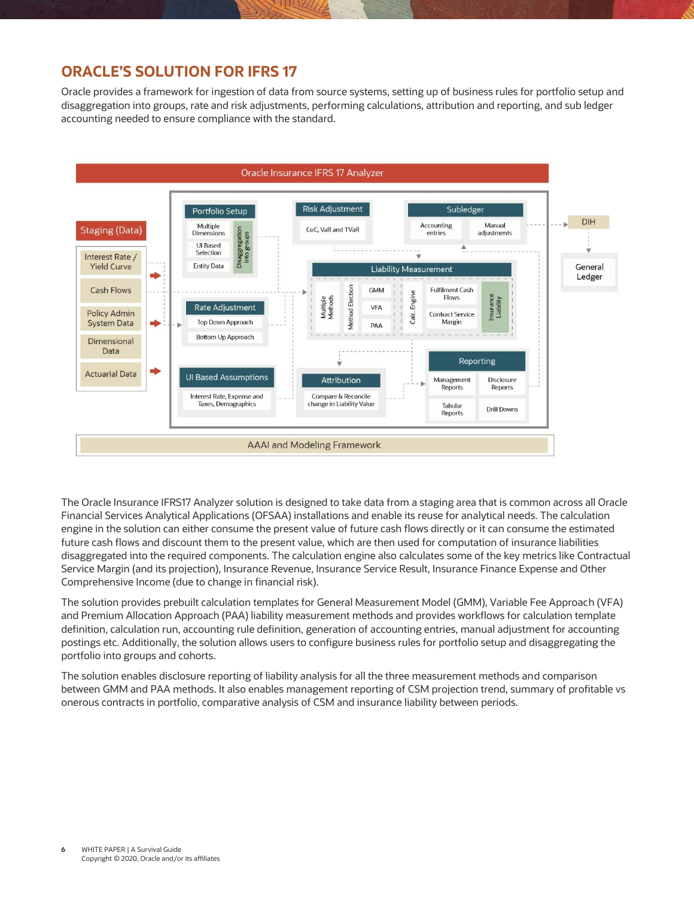## ORACLE'S SOLUTION FOR IFRS 17

Oracle provides a framework for ingestion of data from source systems, setting up of business rules for portfolio setup and disaggregation into groups, rate and risk adjustments, performing calculations, attribution and reporting, and sub ledger accounting needed to ensure compliance with the standard.

**Oracle Insurance IFRS 17 Analyzer**

- **Staging (Data)**
  - Interest Rate / Yield Curve
  - Cash Flows
  - Policy Admin System Data
  - Dimensional Data
  - Actuarial Data
- **Portfolio Setup**
  - Multiple Dimensions
  - UI Based Selection
  - Entity Data
  - Disaggregation into groups
- **Risk Adjustment**
  - CoC, VaR and TVaR
- **Subledger**
  - Accounting entries
  - Manual adjustments
- **DIH**
- **General Ledger**
- **Rate Adjustment**
  - Top Down Approach
  - Bottom Up Approach
- **Liability Measurement**
  - Multiple Methods
  - Method Election: GMM, VFA, PAA
  - Calc. Engine
  - Fulfilment Cash Flows
  - Contract Service Margin
  - Insurance Liability
- **UI Based Assumptions**
  - Interest Rate, Expense and Taxes, Demographics
- **Attribution**
  - Compare & Reconcile change in Liability Value
- **Reporting**
  - Management Reports
  - Disclosure Reports
  - Tabular Reports
  - Drill Downs

**AAAI and Modeling Framework**

The Oracle Insurance IFRS17 Analyzer solution is designed to take data from a staging area that is common across all Oracle Financial Services Analytical Applications (OFSAA) installations and enable its reuse for analytical needs. The calculation engine in the solution can either consume the present value of future cash flows directly or it can consume the estimated future cash flows and discount them to the present value, which are then used for computation of insurance liabilities disaggregated into the required components. The calculation engine also calculates some of the key metrics like Contractual Service Margin (and its projection), Insurance Revenue, Insurance Service Result, Insurance Finance Expense and Other Comprehensive Income (due to change in financial risk).

The solution provides prebuilt calculation templates for General Measurement Model (GMM), Variable Fee Approach (VFA) and Premium Allocation Approach (PAA) liability measurement methods and provides workflows for calculation template definition, calculation run, accounting rule definition, generation of accounting entries, manual adjustment for accounting postings etc. Additionally, the solution allows users to configure business rules for portfolio setup and disaggregating the portfolio into groups and cohorts.

The solution enables disclosure reporting of liability analysis for all the three measurement methods and comparison between GMM and PAA methods. It also enables management reporting of CSM projection trend, summary of profitable vs onerous contracts in portfolio, comparative analysis of CSM and insurance liability between periods.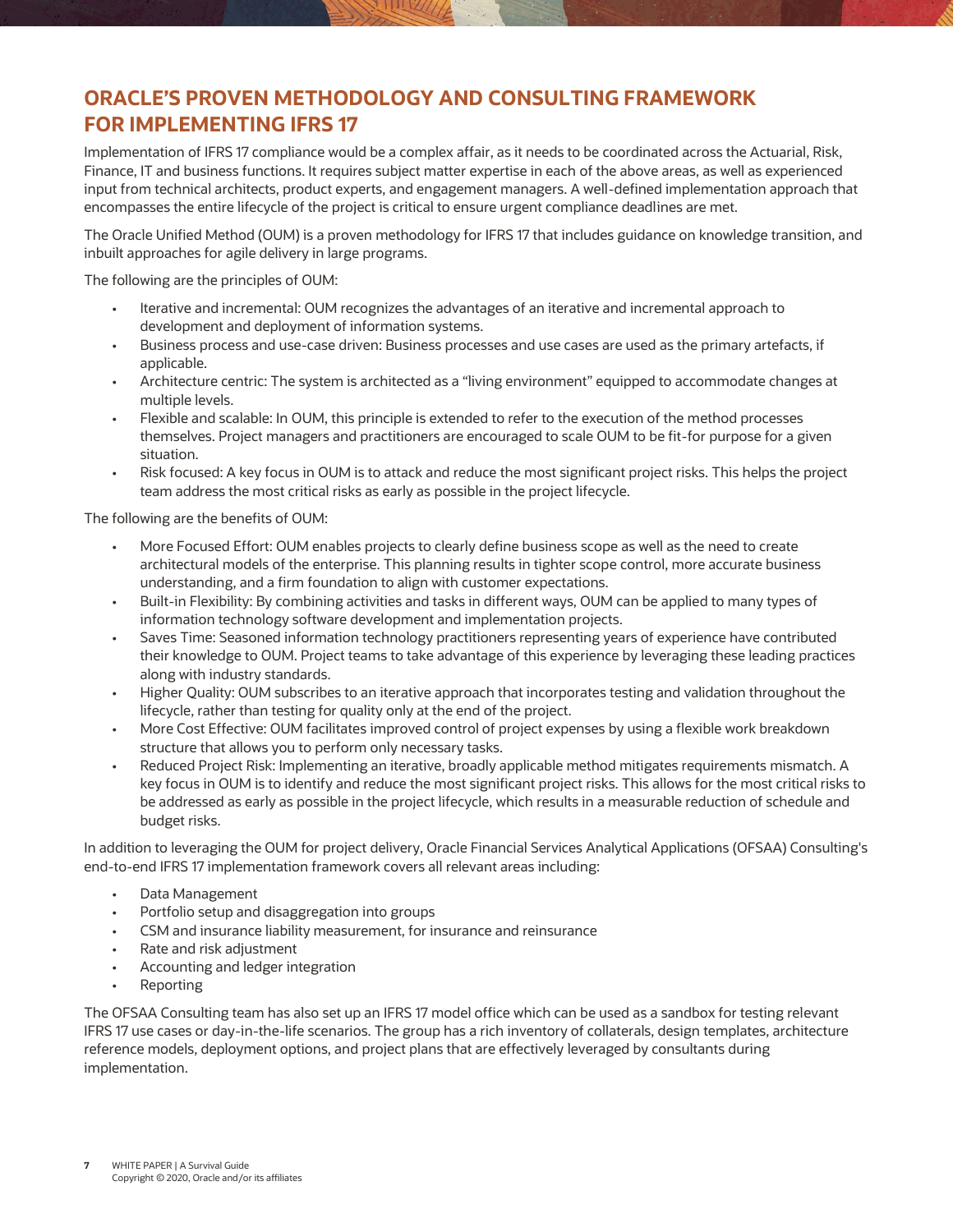## ORACLE'S PROVEN METHODOLOGY AND CONSULTING FRAMEWORK FOR IMPLEMENTING IFRS 17

Implementation of IFRS 17 compliance would be a complex affair, as it needs to be coordinated across the Actuarial, Risk, Finance, IT and business functions. It requires subject matter expertise in each of the above areas, as well as experienced input from technical architects, product experts, and engagement managers. A well-defined implementation approach that encompasses the entire lifecycle of the project is critical to ensure urgent compliance deadlines are met.

The Oracle Unified Method (OUM) is a proven methodology for IFRS 17 that includes guidance on knowledge transition, and inbuilt approaches for agile delivery in large programs.

The following are the principles of OUM:

- Iterative and incremental: OUM recognizes the advantages of an iterative and incremental approach to development and deployment of information systems.
- Business process and use-case driven: Business processes and use cases are used as the primary artefacts, if applicable.
- Architecture centric: The system is architected as a "living environment" equipped to accommodate changes at multiple levels.
- Flexible and scalable: In OUM, this principle is extended to refer to the execution of the method processes themselves. Project managers and practitioners are encouraged to scale OUM to be fit-for purpose for a given situation.
- Risk focused: A key focus in OUM is to attack and reduce the most significant project risks. This helps the project team address the most critical risks as early as possible in the project lifecycle.

The following are the benefits of OUM:

- More Focused Effort: OUM enables projects to clearly define business scope as well as the need to create architectural models of the enterprise. This planning results in tighter scope control, more accurate business understanding, and a firm foundation to align with customer expectations.
- Built-in Flexibility: By combining activities and tasks in different ways, OUM can be applied to many types of information technology software development and implementation projects.
- Saves Time: Seasoned information technology practitioners representing years of experience have contributed their knowledge to OUM. Project teams to take advantage of this experience by leveraging these leading practices along with industry standards.
- Higher Quality: OUM subscribes to an iterative approach that incorporates testing and validation throughout the lifecycle, rather than testing for quality only at the end of the project.
- More Cost Effective: OUM facilitates improved control of project expenses by using a flexible work breakdown structure that allows you to perform only necessary tasks.
- Reduced Project Risk: Implementing an iterative, broadly applicable method mitigates requirements mismatch. A key focus in OUM is to identify and reduce the most significant project risks. This allows for the most critical risks to be addressed as early as possible in the project lifecycle, which results in a measurable reduction of schedule and budget risks.

In addition to leveraging the OUM for project delivery, Oracle Financial Services Analytical Applications (OFSAA) Consulting's end-to-end IFRS 17 implementation framework covers all relevant areas including:

- Data Management
- Portfolio setup and disaggregation into groups
- CSM and insurance liability measurement, for insurance and reinsurance
- Rate and risk adjustment
- Accounting and ledger integration
- Reporting

The OFSAA Consulting team has also set up an IFRS 17 model office which can be used as a sandbox for testing relevant IFRS 17 use cases or day-in-the-life scenarios. The group has a rich inventory of collaterals, design templates, architecture reference models, deployment options, and project plans that are effectively leveraged by consultants during implementation.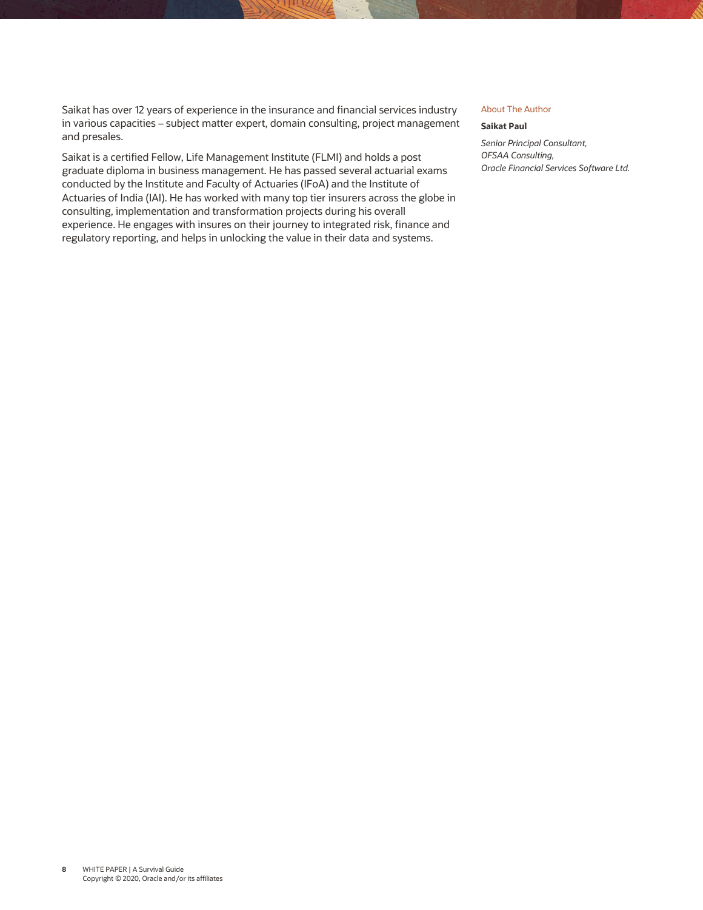## About The Author

**Saikat Paul**

*Senior Principal Consultant,*
*OFSAA Consulting,*
*Oracle Financial Services Software Ltd.*

Saikat has over 12 years of experience in the insurance and financial services industry in various capacities – subject matter expert, domain consulting, project management and presales.

Saikat is a certified Fellow, Life Management Institute (FLMI) and holds a post graduate diploma in business management. He has passed several actuarial exams conducted by the Institute and Faculty of Actuaries (IFoA) and the Institute of Actuaries of India (IAI). He has worked with many top tier insurers across the globe in consulting, implementation and transformation projects during his overall experience. He engages with insures on their journey to integrated risk, finance and regulatory reporting, and helps in unlocking the value in their data and systems.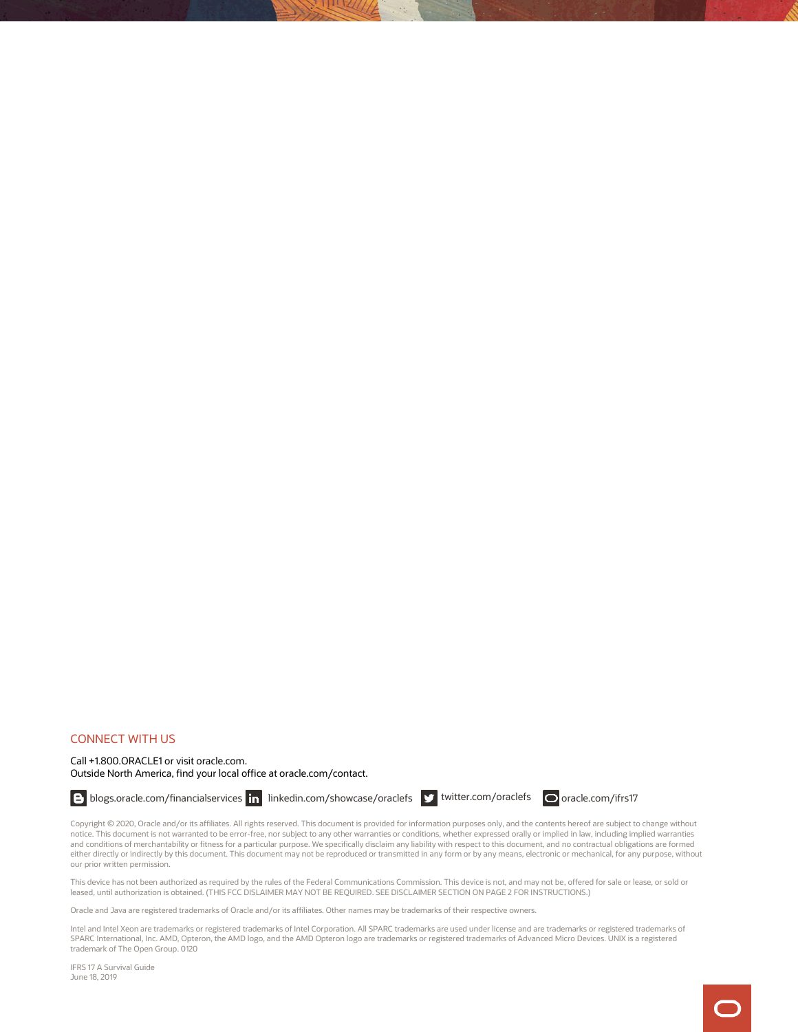## CONNECT WITH US

Call +1.800.ORACLE1 or visit oracle.com.
Outside North America, find your local office at oracle.com/contact.

blogs.oracle.com/financialservices   linkedin.com/showcase/oraclefs   twitter.com/oraclefs   oracle.com/ifrs17

Copyright © 2020, Oracle and/or its affiliates. All rights reserved. This document is provided for information purposes only, and the contents hereof are subject to change without notice. This document is not warranted to be error-free, nor subject to any other warranties or conditions, whether expressed orally or implied in law, including implied warranties and conditions of merchantability or fitness for a particular purpose. We specifically disclaim any liability with respect to this document, and no contractual obligations are formed either directly or indirectly by this document. This document may not be reproduced or transmitted in any form or by any means, electronic or mechanical, for any purpose, without our prior written permission.

This device has not been authorized as required by the rules of the Federal Communications Commission. This device is not, and may not be, offered for sale or lease, or sold or leased, until authorization is obtained. (THIS FCC DISLAIMER MAY NOT BE REQUIRED. SEE DISCLAIMER SECTION ON PAGE 2 FOR INSTRUCTIONS.)

Oracle and Java are registered trademarks of Oracle and/or its affiliates. Other names may be trademarks of their respective owners.

Intel and Intel Xeon are trademarks or registered trademarks of Intel Corporation. All SPARC trademarks are used under license and are trademarks or registered trademarks of SPARC International, Inc. AMD, Opteron, the AMD logo, and the AMD Opteron logo are trademarks or registered trademarks of Advanced Micro Devices. UNIX is a registered trademark of The Open Group. 0120

IFRS 17 A Survival Guide
June 18, 2019